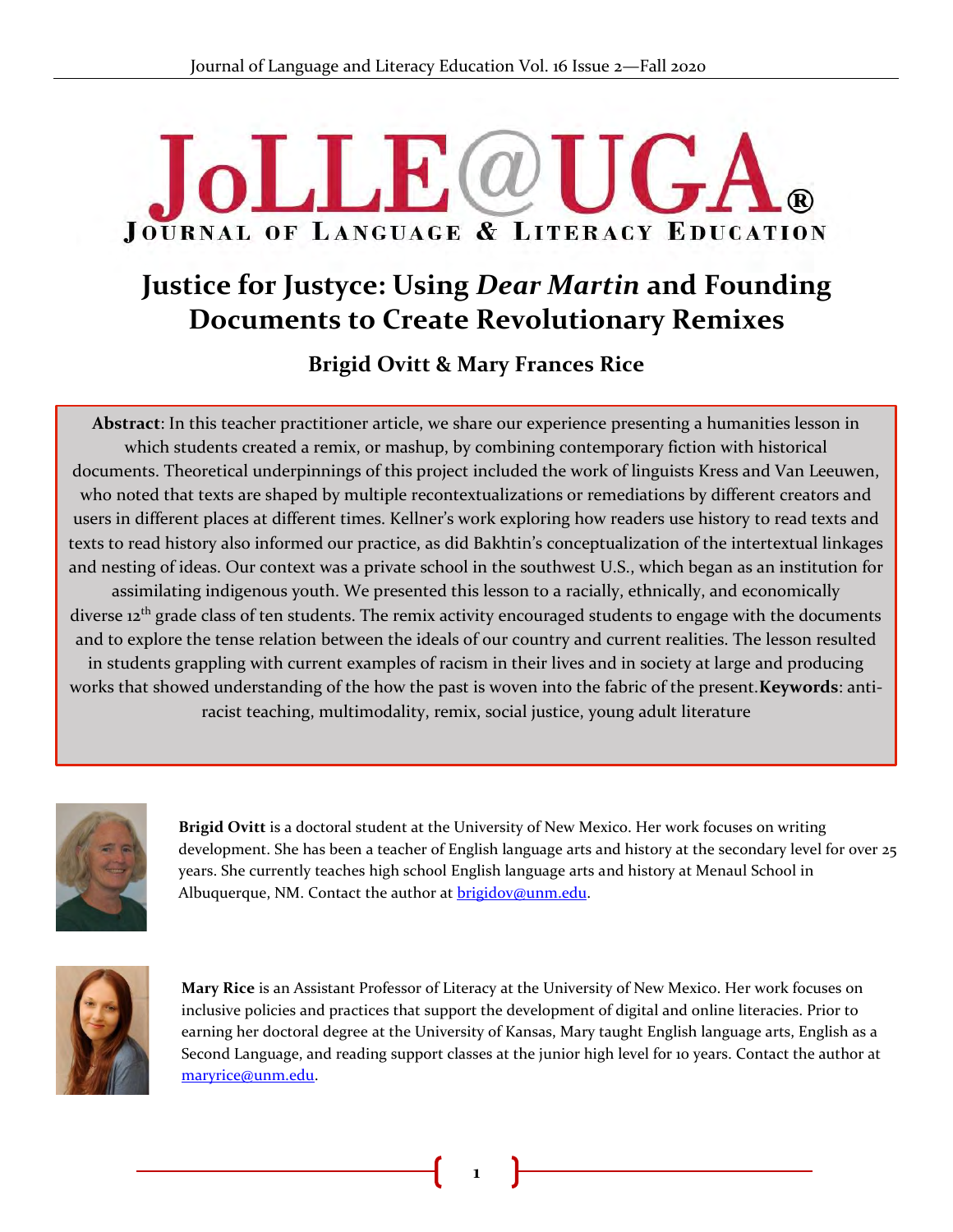# Justice for Justyce: Using *Dear Martin* and Founding Documents to Create Revolutionary Remixes

**Brigid Ovitt & Mary Frances Rice**

**Abstract**: In this teacher practitioner article, we share our experience presenting a humanities lesson in which students created a remix, or mashup, by combining contemporary fiction with historical documents. Theoretical underpinnings of this project included the work of linguists Kress and Van Leeuwen, who noted that texts are shaped by multiple recontextualizations or remediations by different creators and users in different places at different times. Kellner's work exploring how readers use history to read texts and texts to read history also informed our practice, as did Bakhtin's conceptualization of the intertextual linkages and nesting of ideas. Our context was a private school in the southwest U.S., which began as an institution for assimilating indigenous youth. We presented this lesson to a racially, ethnically, and economically diverse 12th grade class of ten students. The remix activity encouraged students to engage with the documents and to explore the tense relation between the ideals of our country and current realities. The lesson resulted in students grappling with current examples of racism in their lives and in society at large and producing works that showed understanding of the how the past is woven into the fabric of the present.**Keywords**: anti-racist teaching, multimodality, remix, social justice, young adult literature

**Brigid Ovitt** is a doctoral student at the University of New Mexico. Her work focuses on writing development. She has been a teacher of English language arts and history at the secondary level for over 25 years. She currently teaches high school English language arts and history at Menaul School in Albuquerque, NM. Contact the author at brigidov@unm.edu.

**Mary Rice** is an Assistant Professor of Literacy at the University of New Mexico. Her work focuses on inclusive policies and practices that support the development of digital and online literacies. Prior to earning her doctoral degree at the University of Kansas, Mary taught English language arts, English as a Second Language, and reading support classes at the junior high level for 10 years. Contact the author at maryrice@unm.edu.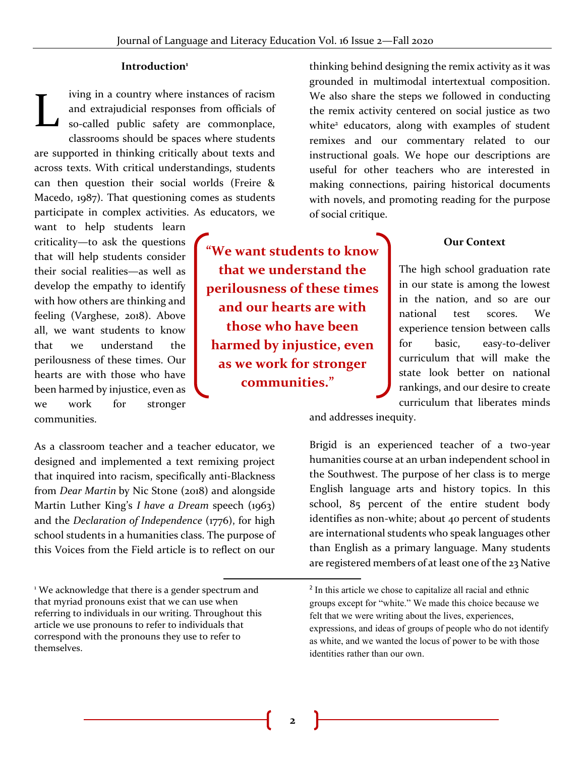## Introduction[1]

Living in a country where instances of racism and extrajudicial responses from officials of so-called public safety are commonplace, classrooms should be spaces where students are supported in thinking critically about texts and across texts. With critical understandings, students can then question their social worlds (Freire & Macedo, 1987). That questioning comes as students participate in complex activities. As educators, we want to help students learn criticality—to ask the questions that will help students consider their social realities—as well as develop the empathy to identify with how others are thinking and feeling (Varghese, 2018). Above all, we want students to know that we understand the perilousness of these times. Our hearts are with those who have been harmed by injustice, even as we work for stronger communities.

> **"We want students to know that we understand the perilousness of these times and our hearts are with those who have been harmed by injustice, even as we work for stronger communities."**

As a classroom teacher and a teacher educator, we designed and implemented a text remixing project that inquired into racism, specifically anti-Blackness from *Dear Martin* by Nic Stone (2018) and alongside Martin Luther King's *I have a Dream* speech (1963) and the *Declaration of Independence* (1776), for high school students in a humanities class. The purpose of this Voices from the Field article is to reflect on our thinking behind designing the remix activity as it was grounded in multimodal intertextual composition. We also share the steps we followed in conducting the remix activity centered on social justice as two white[2] educators, along with examples of student remixes and our commentary related to our instructional goals. We hope our descriptions are useful for other teachers who are interested in making connections, pairing historical documents with novels, and promoting reading for the purpose of social critique.

## Our Context

The high school graduation rate in our state is among the lowest in the nation, and so are our national test scores. We experience tension between calls for basic, easy-to-deliver curriculum that will make the state look better on national rankings, and our desire to create curriculum that liberates minds and addresses inequity.

Brigid is an experienced teacher of a two-year humanities course at an urban independent school in the Southwest. The purpose of her class is to merge English language arts and history topics. In this school, 85 percent of the entire student body identifies as non-white; about 40 percent of students are international students who speak languages other than English as a primary language. Many students are registered members of at least one of the 23 Native

---

[1] We acknowledge that there is a gender spectrum and that myriad pronouns exist that we can use when referring to individuals in our writing. Throughout this article we use pronouns to refer to individuals that correspond with the pronouns they use to refer to themselves.

[2] In this article we chose to capitalize all racial and ethnic groups except for "white." We made this choice because we felt that we were writing about the lives, experiences, expressions, and ideas of groups of people who do not identify as white, and we wanted the locus of power to be with those identities rather than our own.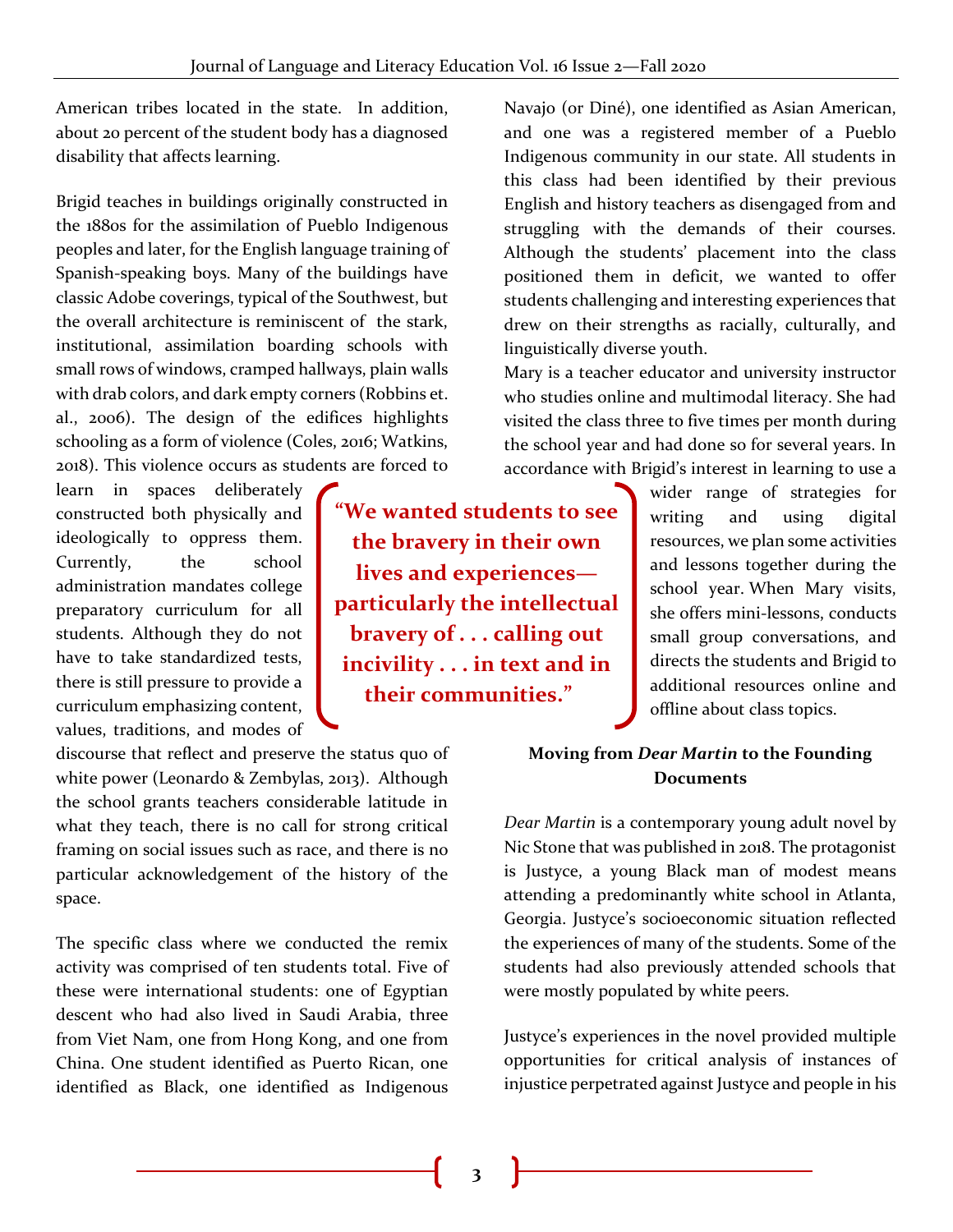American tribes located in the state. In addition, about 20 percent of the student body has a diagnosed disability that affects learning.

Brigid teaches in buildings originally constructed in the 1880s for the assimilation of Pueblo Indigenous peoples and later, for the English language training of Spanish-speaking boys. Many of the buildings have classic Adobe coverings, typical of the Southwest, but the overall architecture is reminiscent of the stark, institutional, assimilation boarding schools with small rows of windows, cramped hallways, plain walls with drab colors, and dark empty corners (Robbins et. al., 2006). The design of the edifices highlights schooling as a form of violence (Coles, 2016; Watkins, 2018). This violence occurs as students are forced to learn in spaces deliberately constructed both physically and ideologically to oppress them. Currently, the school administration mandates college preparatory curriculum for all students. Although they do not have to take standardized tests, there is still pressure to provide a curriculum emphasizing content, values, traditions, and modes of discourse that reflect and preserve the status quo of white power (Leonardo & Zembylas, 2013). Although the school grants teachers considerable latitude in what they teach, there is no call for strong critical framing on social issues such as race, and there is no particular acknowledgement of the history of the space.

> **"We wanted students to see the bravery in their own lives and experiences—particularly the intellectual bravery of . . . calling out incivility . . . in text and in their communities."**

The specific class where we conducted the remix activity was comprised of ten students total. Five of these were international students: one of Egyptian descent who had also lived in Saudi Arabia, three from Viet Nam, one from Hong Kong, and one from China. One student identified as Puerto Rican, one identified as Black, one identified as Indigenous Navajo (or Diné), one identified as Asian American, and one was a registered member of a Pueblo Indigenous community in our state. All students in this class had been identified by their previous English and history teachers as disengaged from and struggling with the demands of their courses. Although the students' placement into the class positioned them in deficit, we wanted to offer students challenging and interesting experiences that drew on their strengths as racially, culturally, and linguistically diverse youth.

Mary is a teacher educator and university instructor who studies online and multimodal literacy. She had visited the class three to five times per month during the school year and had done so for several years. In accordance with Brigid's interest in learning to use a wider range of strategies for writing and using digital resources, we plan some activities and lessons together during the school year. When Mary visits, she offers mini-lessons, conducts small group conversations, and directs the students and Brigid to additional resources online and offline about class topics.

### Moving from *Dear Martin* to the Founding Documents

*Dear Martin* is a contemporary young adult novel by Nic Stone that was published in 2018. The protagonist is Justyce, a young Black man of modest means attending a predominantly white school in Atlanta, Georgia. Justyce's socioeconomic situation reflected the experiences of many of the students. Some of the students had also previously attended schools that were mostly populated by white peers.

Justyce's experiences in the novel provided multiple opportunities for critical analysis of instances of injustice perpetrated against Justyce and people in his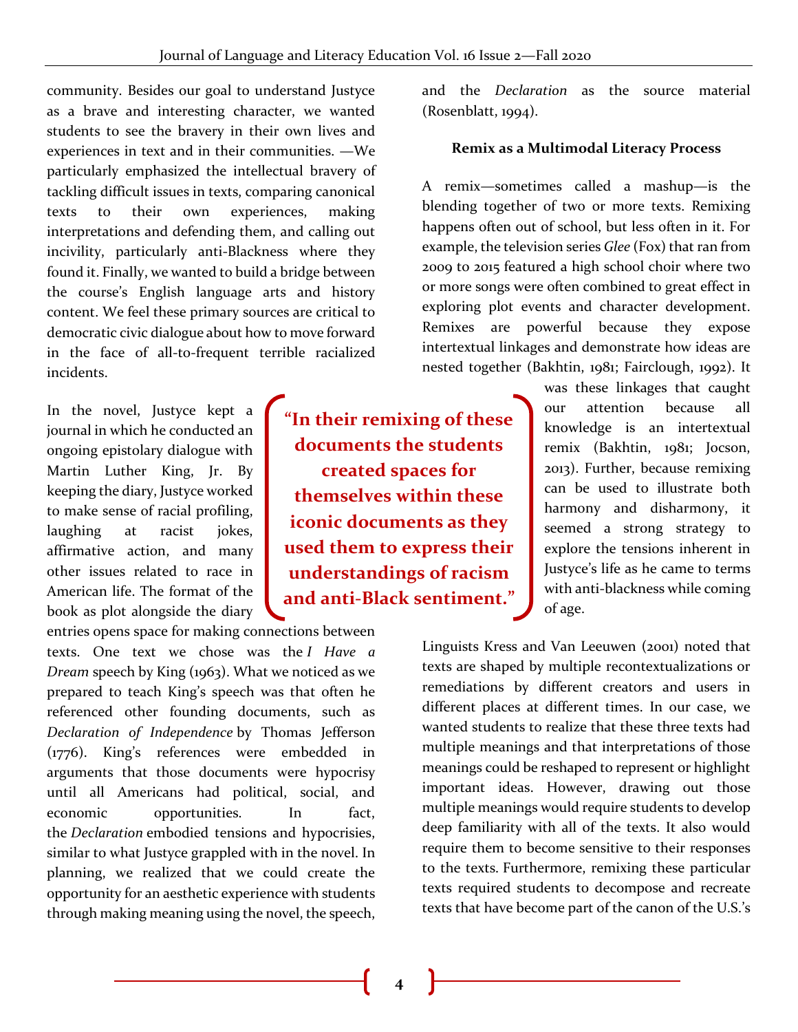community. Besides our goal to understand Justyce as a brave and interesting character, we wanted students to see the bravery in their own lives and experiences in text and in their communities. —We particularly emphasized the intellectual bravery of tackling difficult issues in texts, comparing canonical texts to their own experiences, making interpretations and defending them, and calling out incivility, particularly anti-Blackness where they found it. Finally, we wanted to build a bridge between the course's English language arts and history content. We feel these primary sources are critical to democratic civic dialogue about how to move forward in the face of all-to-frequent terrible racialized incidents.

In the novel, Justyce kept a journal in which he conducted an ongoing epistolary dialogue with Martin Luther King, Jr. By keeping the diary, Justyce worked to make sense of racial profiling, laughing at racist jokes, affirmative action, and many other issues related to race in American life. The format of the book as plot alongside the diary entries opens space for making connections between texts. One text we chose was the *I Have a Dream* speech by King (1963). What we noticed as we prepared to teach King's speech was that often he referenced other founding documents, such as *Declaration of Independence* by Thomas Jefferson (1776). King's references were embedded in arguments that those documents were hypocrisy until all Americans had political, social, and economic opportunities. In fact, the *Declaration* embodied tensions and hypocrisies, similar to what Justyce grappled with in the novel. In planning, we realized that we could create the opportunity for an aesthetic experience with students through making meaning using the novel, the speech, and the *Declaration* as the source material (Rosenblatt, 1994).

> **"In their remixing of these documents the students created spaces for themselves within these iconic documents as they used them to express their understandings of racism and anti-Black sentiment."**

### Remix as a Multimodal Literacy Process

A remix—sometimes called a mashup—is the blending together of two or more texts. Remixing happens often out of school, but less often in it. For example, the television series *Glee* (Fox) that ran from 2009 to 2015 featured a high school choir where two or more songs were often combined to great effect in exploring plot events and character development. Remixes are powerful because they expose intertextual linkages and demonstrate how ideas are nested together (Bakhtin, 1981; Fairclough, 1992). It was these linkages that caught our attention because all knowledge is an intertextual remix (Bakhtin, 1981; Jocson, 2013). Further, because remixing can be used to illustrate both harmony and disharmony, it seemed a strong strategy to explore the tensions inherent in Justyce's life as he came to terms with anti-blackness while coming of age.

Linguists Kress and Van Leeuwen (2001) noted that texts are shaped by multiple recontextualizations or remediations by different creators and users in different places at different times. In our case, we wanted students to realize that these three texts had multiple meanings and that interpretations of those meanings could be reshaped to represent or highlight important ideas. However, drawing out those multiple meanings would require students to develop deep familiarity with all of the texts. It also would require them to become sensitive to their responses to the texts. Furthermore, remixing these particular texts required students to decompose and recreate texts that have become part of the canon of the U.S.'s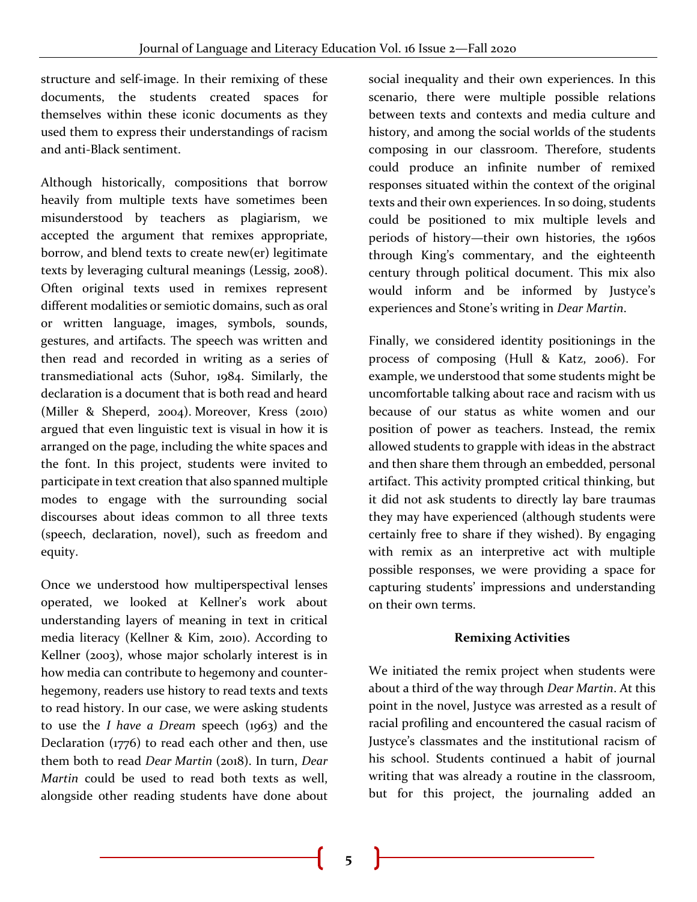structure and self-image. In their remixing of these documents, the students created spaces for themselves within these iconic documents as they used them to express their understandings of racism and anti-Black sentiment.

Although historically, compositions that borrow heavily from multiple texts have sometimes been misunderstood by teachers as plagiarism, we accepted the argument that remixes appropriate, borrow, and blend texts to create new(er) legitimate texts by leveraging cultural meanings (Lessig, 2008). Often original texts used in remixes represent different modalities or semiotic domains, such as oral or written language, images, symbols, sounds, gestures, and artifacts. The speech was written and then read and recorded in writing as a series of transmediational acts (Suhor, 1984. Similarly, the declaration is a document that is both read and heard (Miller & Sheperd, 2004). Moreover, Kress (2010) argued that even linguistic text is visual in how it is arranged on the page, including the white spaces and the font. In this project, students were invited to participate in text creation that also spanned multiple modes to engage with the surrounding social discourses about ideas common to all three texts (speech, declaration, novel), such as freedom and equity.

Once we understood how multiperspectival lenses operated, we looked at Kellner's work about understanding layers of meaning in text in critical media literacy (Kellner & Kim, 2010). According to Kellner (2003), whose major scholarly interest is in how media can contribute to hegemony and counter-hegemony, readers use history to read texts and texts to read history. In our case, we were asking students to use the *I have a Dream* speech (1963) and the Declaration (1776) to read each other and then, use them both to read *Dear Martin* (2018). In turn, *Dear Martin* could be used to read both texts as well, alongside other reading students have done about social inequality and their own experiences. In this scenario, there were multiple possible relations between texts and contexts and media culture and history, and among the social worlds of the students composing in our classroom. Therefore, students could produce an infinite number of remixed responses situated within the context of the original texts and their own experiences. In so doing, students could be positioned to mix multiple levels and periods of history—their own histories, the 1960s through King's commentary, and the eighteenth century through political document. This mix also would inform and be informed by Justyce's experiences and Stone's writing in *Dear Martin*.

Finally, we considered identity positionings in the process of composing (Hull & Katz, 2006). For example, we understood that some students might be uncomfortable talking about race and racism with us because of our status as white women and our position of power as teachers. Instead, the remix allowed students to grapple with ideas in the abstract and then share them through an embedded, personal artifact. This activity prompted critical thinking, but it did not ask students to directly lay bare traumas they may have experienced (although students were certainly free to share if they wished). By engaging with remix as an interpretive act with multiple possible responses, we were providing a space for capturing students' impressions and understanding on their own terms.

## Remixing Activities

We initiated the remix project when students were about a third of the way through *Dear Martin*. At this point in the novel, Justyce was arrested as a result of racial profiling and encountered the casual racism of Justyce's classmates and the institutional racism of his school. Students continued a habit of journal writing that was already a routine in the classroom, but for this project, the journaling added an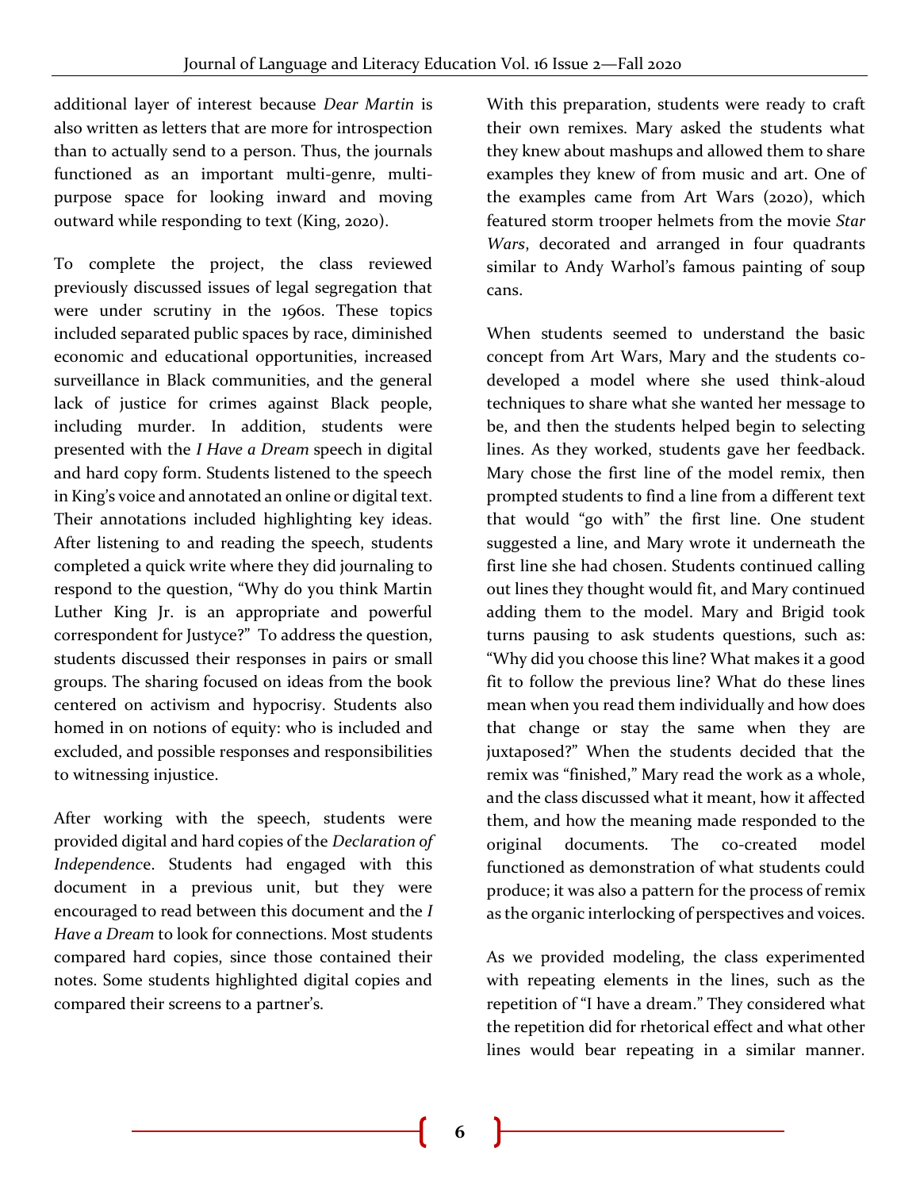additional layer of interest because *Dear Martin* is also written as letters that are more for introspection than to actually send to a person. Thus, the journals functioned as an important multi-genre, multi-purpose space for looking inward and moving outward while responding to text (King, 2020).

To complete the project, the class reviewed previously discussed issues of legal segregation that were under scrutiny in the 1960s. These topics included separated public spaces by race, diminished economic and educational opportunities, increased surveillance in Black communities, and the general lack of justice for crimes against Black people, including murder. In addition, students were presented with the *I Have a Dream* speech in digital and hard copy form. Students listened to the speech in King's voice and annotated an online or digital text. Their annotations included highlighting key ideas. After listening to and reading the speech, students completed a quick write where they did journaling to respond to the question, "Why do you think Martin Luther King Jr. is an appropriate and powerful correspondent for Justyce?" To address the question, students discussed their responses in pairs or small groups. The sharing focused on ideas from the book centered on activism and hypocrisy. Students also homed in on notions of equity: who is included and excluded, and possible responses and responsibilities to witnessing injustice.

After working with the speech, students were provided digital and hard copies of the *Declaration of Independenc*e. Students had engaged with this document in a previous unit, but they were encouraged to read between this document and the *I Have a Dream* to look for connections. Most students compared hard copies, since those contained their notes. Some students highlighted digital copies and compared their screens to a partner's.

With this preparation, students were ready to craft their own remixes. Mary asked the students what they knew about mashups and allowed them to share examples they knew of from music and art. One of the examples came from Art Wars (2020), which featured storm trooper helmets from the movie *Star Wars*, decorated and arranged in four quadrants similar to Andy Warhol's famous painting of soup cans.

When students seemed to understand the basic concept from Art Wars, Mary and the students co-developed a model where she used think-aloud techniques to share what she wanted her message to be, and then the students helped begin to selecting lines. As they worked, students gave her feedback. Mary chose the first line of the model remix, then prompted students to find a line from a different text that would "go with" the first line. One student suggested a line, and Mary wrote it underneath the first line she had chosen. Students continued calling out lines they thought would fit, and Mary continued adding them to the model. Mary and Brigid took turns pausing to ask students questions, such as: "Why did you choose this line? What makes it a good fit to follow the previous line? What do these lines mean when you read them individually and how does that change or stay the same when they are juxtaposed?" When the students decided that the remix was "finished," Mary read the work as a whole, and the class discussed what it meant, how it affected them, and how the meaning made responded to the original documents. The co-created model functioned as demonstration of what students could produce; it was also a pattern for the process of remix as the organic interlocking of perspectives and voices.

As we provided modeling, the class experimented with repeating elements in the lines, such as the repetition of "I have a dream." They considered what the repetition did for rhetorical effect and what other lines would bear repeating in a similar manner.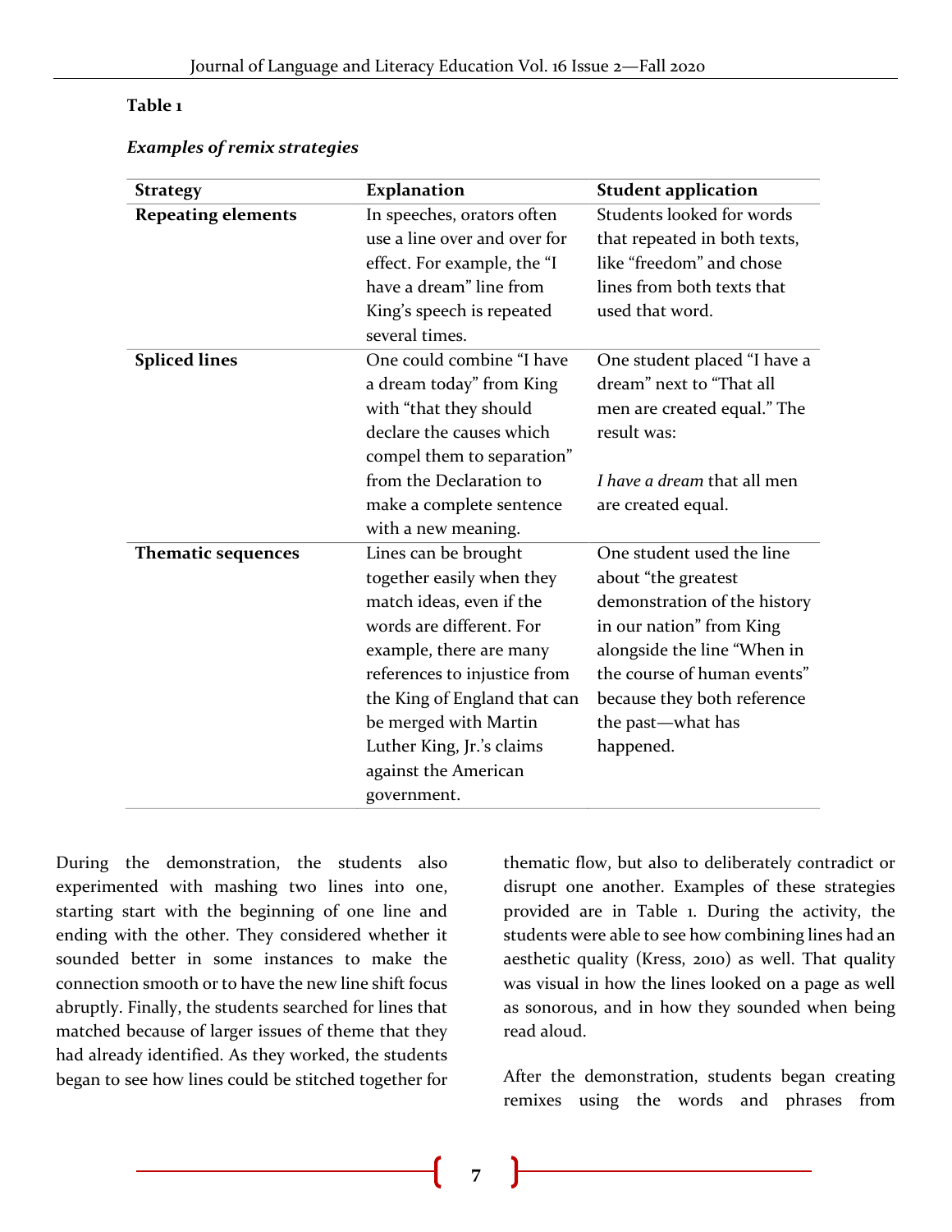**Table 1**

***Examples of remix strategies***

| Strategy | Explanation | Student application |
|---|---|---|
| **Repeating elements** | In speeches, orators often use a line over and over for effect. For example, the "I have a dream" line from King's speech is repeated several times. | Students looked for words that repeated in both texts, like "freedom" and chose lines from both texts that used that word. |
| **Spliced lines** | One could combine "I have a dream today" from King with "that they should declare the causes which compel them to separation" from the Declaration to make a complete sentence with a new meaning. | One student placed "I have a dream" next to "That all men are created equal." The result was: *I have a dream* that all men are created equal. |
| **Thematic sequences** | Lines can be brought together easily when they match ideas, even if the words are different. For example, there are many references to injustice from the King of England that can be merged with Martin Luther King, Jr.'s claims against the American government. | One student used the line about "the greatest demonstration of the history in our nation" from King alongside the line "When in the course of human events" because they both reference the past—what has happened. |

During the demonstration, the students also experimented with mashing two lines into one, starting start with the beginning of one line and ending with the other. They considered whether it sounded better in some instances to make the connection smooth or to have the new line shift focus abruptly. Finally, the students searched for lines that matched because of larger issues of theme that they had already identified. As they worked, the students began to see how lines could be stitched together for thematic flow, but also to deliberately contradict or disrupt one another. Examples of these strategies provided are in Table 1. During the activity, the students were able to see how combining lines had an aesthetic quality (Kress, 2010) as well. That quality was visual in how the lines looked on a page as well as sonorous, and in how they sounded when being read aloud.

After the demonstration, students began creating remixes using the words and phrases from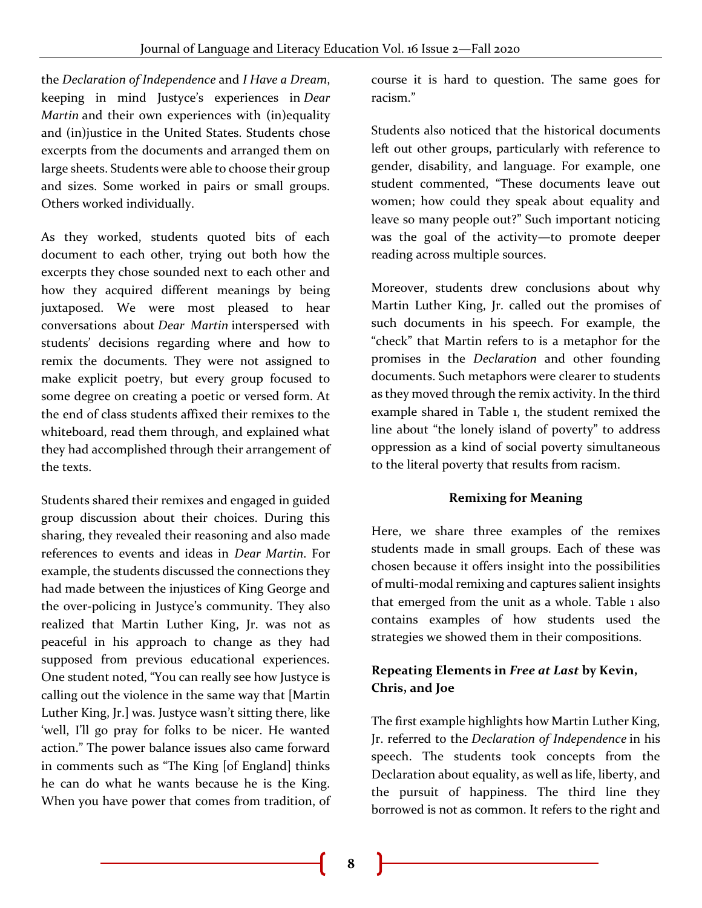the *Declaration of Independence* and *I Have a Dream*, keeping in mind Justyce's experiences in *Dear Martin* and their own experiences with (in)equality and (in)justice in the United States. Students chose excerpts from the documents and arranged them on large sheets. Students were able to choose their group and sizes. Some worked in pairs or small groups. Others worked individually.

As they worked, students quoted bits of each document to each other, trying out both how the excerpts they chose sounded next to each other and how they acquired different meanings by being juxtaposed. We were most pleased to hear conversations about *Dear Martin* interspersed with students' decisions regarding where and how to remix the documents. They were not assigned to make explicit poetry, but every group focused to some degree on creating a poetic or versed form. At the end of class students affixed their remixes to the whiteboard, read them through, and explained what they had accomplished through their arrangement of the texts.

Students shared their remixes and engaged in guided group discussion about their choices. During this sharing, they revealed their reasoning and also made references to events and ideas in *Dear Martin*. For example, the students discussed the connections they had made between the injustices of King George and the over-policing in Justyce's community. They also realized that Martin Luther King, Jr. was not as peaceful in his approach to change as they had supposed from previous educational experiences. One student noted, "You can really see how Justyce is calling out the violence in the same way that [Martin Luther King, Jr.] was. Justyce wasn't sitting there, like 'well, I'll go pray for folks to be nicer. He wanted action." The power balance issues also came forward in comments such as "The King [of England] thinks he can do what he wants because he is the King. When you have power that comes from tradition, of course it is hard to question. The same goes for racism."

Students also noticed that the historical documents left out other groups, particularly with reference to gender, disability, and language. For example, one student commented, "These documents leave out women; how could they speak about equality and leave so many people out?" Such important noticing was the goal of the activity—to promote deeper reading across multiple sources.

Moreover, students drew conclusions about why Martin Luther King, Jr. called out the promises of such documents in his speech. For example, the "check" that Martin refers to is a metaphor for the promises in the *Declaration* and other founding documents. Such metaphors were clearer to students as they moved through the remix activity. In the third example shared in Table 1, the student remixed the line about "the lonely island of poverty" to address oppression as a kind of social poverty simultaneous to the literal poverty that results from racism.

## Remixing for Meaning

Here, we share three examples of the remixes students made in small groups. Each of these was chosen because it offers insight into the possibilities of multi-modal remixing and captures salient insights that emerged from the unit as a whole. Table 1 also contains examples of how students used the strategies we showed them in their compositions.

### Repeating Elements in *Free at Last* by Kevin, Chris, and Joe

The first example highlights how Martin Luther King, Jr. referred to the *Declaration of Independence* in his speech. The students took concepts from the Declaration about equality, as well as life, liberty, and the pursuit of happiness. The third line they borrowed is not as common. It refers to the right and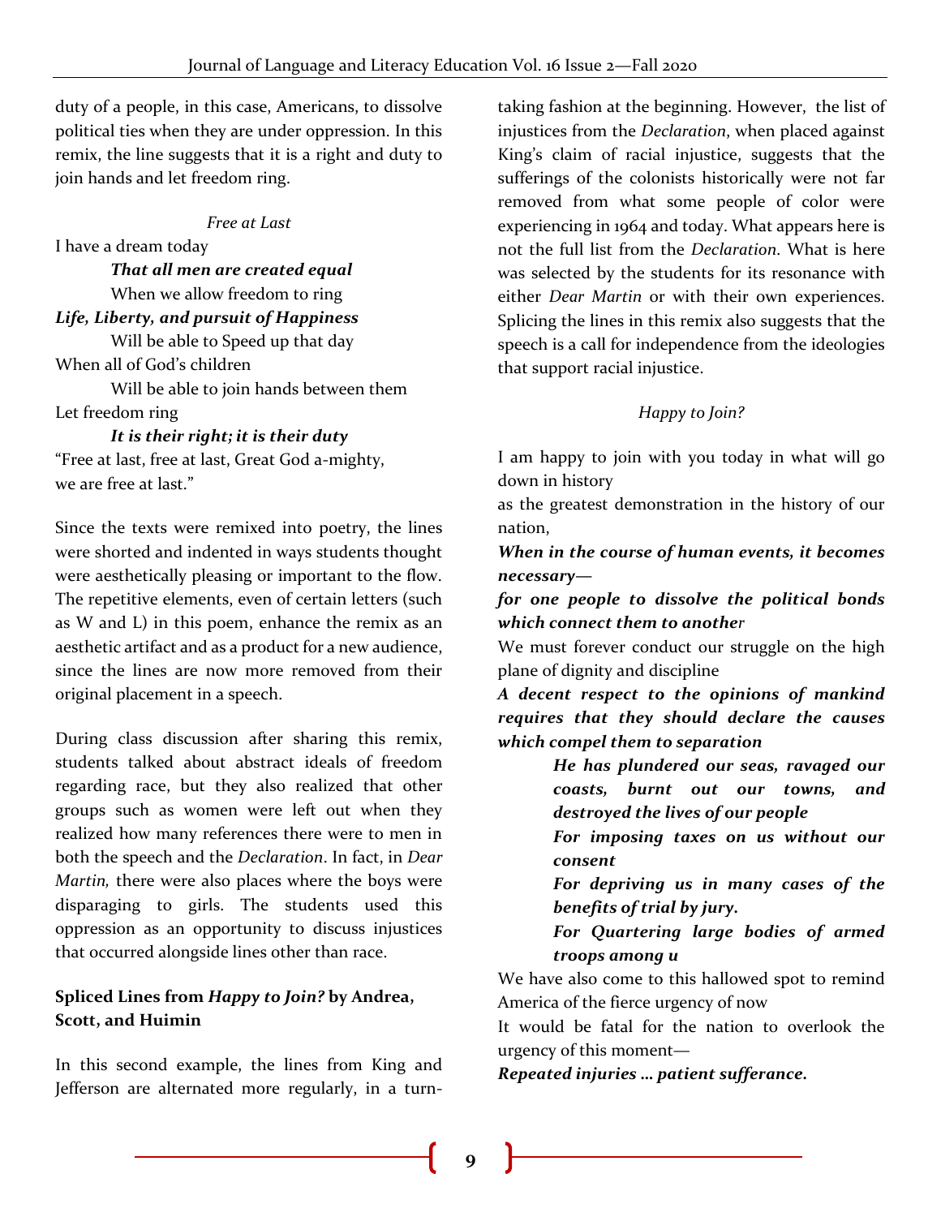duty of a people, in this case, Americans, to dissolve political ties when they are under oppression. In this remix, the line suggests that it is a right and duty to join hands and let freedom ring.

*Free at Last*

I have a dream today
  ***That all men are created equal***
  When we allow freedom to ring
***Life, Liberty, and pursuit of Happiness***
  Will be able to Speed up that day
When all of God's children
  Will be able to join hands between them
Let freedom ring
  ***It is their right; it is their duty***
"Free at last, free at last, Great God a-mighty, we are free at last."

Since the texts were remixed into poetry, the lines were shorted and indented in ways students thought were aesthetically pleasing or important to the flow. The repetitive elements, even of certain letters (such as W and L) in this poem, enhance the remix as an aesthetic artifact and as a product for a new audience, since the lines are now more removed from their original placement in a speech.

During class discussion after sharing this remix, students talked about abstract ideals of freedom regarding race, but they also realized that other groups such as women were left out when they realized how many references there were to men in both the speech and the *Declaration*. In fact, in *Dear Martin,* there were also places where the boys were disparaging to girls. The students used this oppression as an opportunity to discuss injustices that occurred alongside lines other than race.

**Spliced Lines from *Happy to Join?* by Andrea, Scott, and Huimin**

In this second example, the lines from King and Jefferson are alternated more regularly, in a turn-taking fashion at the beginning. However, the list of injustices from the *Declaration*, when placed against King's claim of racial injustice, suggests that the sufferings of the colonists historically were not far removed from what some people of color were experiencing in 1964 and today. What appears here is not the full list from the *Declaration*. What is here was selected by the students for its resonance with either *Dear Martin* or with their own experiences. Splicing the lines in this remix also suggests that the speech is a call for independence from the ideologies that support racial injustice.

*Happy to Join?*

I am happy to join with you today in what will go down in history
as the greatest demonstration in the history of our nation,
***When in the course of human events, it becomes necessary—***
***for one people to dissolve the political bonds which connect them to another***
We must forever conduct our struggle on the high plane of dignity and discipline
***A decent respect to the opinions of mankind requires that they should declare the causes which compel them to separation***
  ***He has plundered our seas, ravaged our coasts, burnt out our towns, and destroyed the lives of our people***
  ***For imposing taxes on us without our consent***
  ***For depriving us in many cases of the benefits of trial by jury.***
  ***For Quartering large bodies of armed troops among u***
We have also come to this hallowed spot to remind America of the fierce urgency of now
It would be fatal for the nation to overlook the urgency of this moment—
***Repeated injuries … patient sufferance.***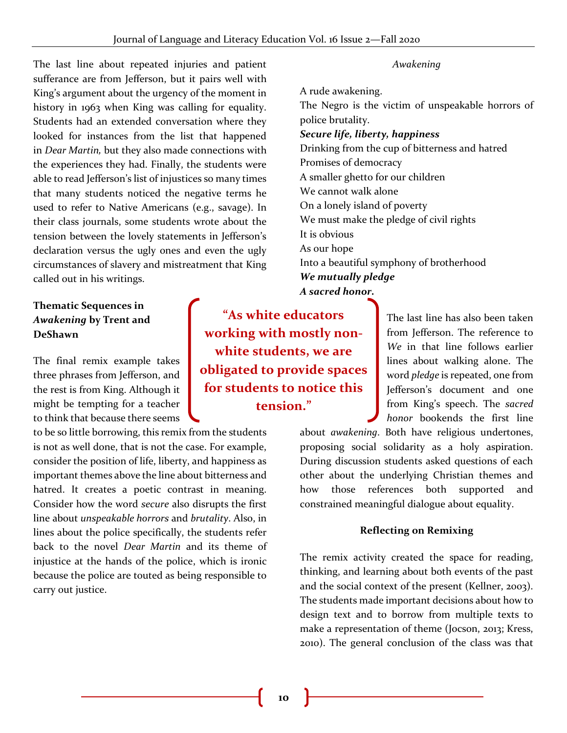The last line about repeated injuries and patient sufferance are from Jefferson, but it pairs well with King's argument about the urgency of the moment in history in 1963 when King was calling for equality. Students had an extended conversation where they looked for instances from the list that happened in *Dear Martin,* but they also made connections with the experiences they had. Finally, the students were able to read Jefferson's list of injustices so many times that many students noticed the negative terms he used to refer to Native Americans (e.g., savage). In their class journals, some students wrote about the tension between the lovely statements in Jefferson's declaration versus the ugly ones and even the ugly circumstances of slavery and mistreatment that King called out in his writings.

### Thematic Sequences in *Awakening* by Trent and DeShawn

The final remix example takes three phrases from Jefferson, and the rest is from King. Although it might be tempting for a teacher to think that because there seems to be so little borrowing, this remix from the students is not as well done, that is not the case. For example, consider the position of life, liberty, and happiness as important themes above the line about bitterness and hatred. It creates a poetic contrast in meaning. Consider how the word *secure* also disrupts the first line about *unspeakable horrors* and *brutality*. Also, in lines about the police specifically, the students refer back to the novel *Dear Martin* and its theme of injustice at the hands of the police, which is ironic because the police are touted as being responsible to carry out justice.

> **"As white educators working with mostly non-white students, we are obligated to provide spaces for students to notice this tension."**

*Awakening*

A rude awakening.  
The Negro is the victim of unspeakable horrors of police brutality.  
***Secure life, liberty, happiness***  
Drinking from the cup of bitterness and hatred  
Promises of democracy  
A smaller ghetto for our children  
We cannot walk alone  
On a lonely island of poverty  
We must make the pledge of civil rights  
It is obvious  
As our hope  
Into a beautiful symphony of brotherhood  
***We mutually pledge***  
***A sacred honor.***

The last line has also been taken from Jefferson. The reference to *We* in that line follows earlier lines about walking alone. The word *pledge* is repeated, one from Jefferson's document and one from King's speech. The *sacred honor* bookends the first line about *awakening*. Both have religious undertones, proposing social solidarity as a holy aspiration. During discussion students asked questions of each other about the underlying Christian themes and how those references both supported and constrained meaningful dialogue about equality.

## Reflecting on Remixing

The remix activity created the space for reading, thinking, and learning about both events of the past and the social context of the present (Kellner, 2003). The students made important decisions about how to design text and to borrow from multiple texts to make a representation of theme (Jocson, 2013; Kress, 2010). The general conclusion of the class was that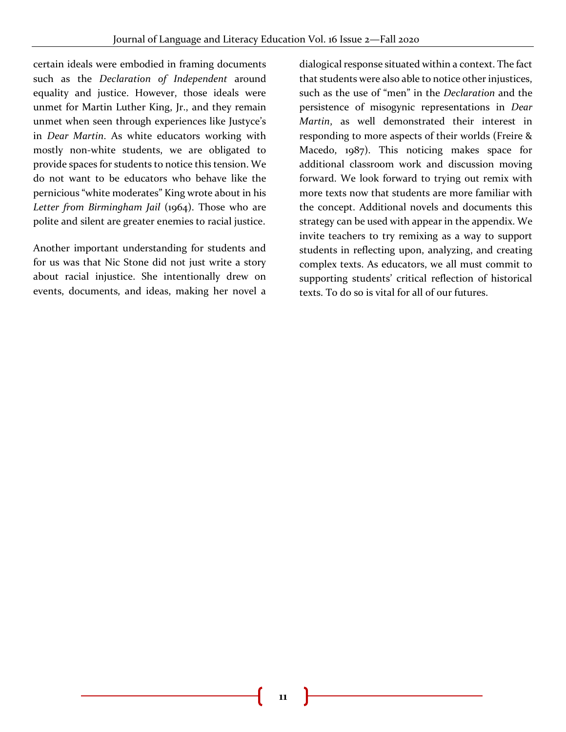certain ideals were embodied in framing documents such as the *Declaration of Independent* around equality and justice. However, those ideals were unmet for Martin Luther King, Jr., and they remain unmet when seen through experiences like Justyce's in *Dear Martin*. As white educators working with mostly non-white students, we are obligated to provide spaces for students to notice this tension. We do not want to be educators who behave like the pernicious "white moderates" King wrote about in his *Letter from Birmingham Jail* (1964). Those who are polite and silent are greater enemies to racial justice.

Another important understanding for students and for us was that Nic Stone did not just write a story about racial injustice. She intentionally drew on events, documents, and ideas, making her novel a dialogical response situated within a context. The fact that students were also able to notice other injustices, such as the use of "men" in the *Declaration* and the persistence of misogynic representations in *Dear Martin*, as well demonstrated their interest in responding to more aspects of their worlds (Freire & Macedo, 1987). This noticing makes space for additional classroom work and discussion moving forward. We look forward to trying out remix with more texts now that students are more familiar with the concept. Additional novels and documents this strategy can be used with appear in the appendix. We invite teachers to try remixing as a way to support students in reflecting upon, analyzing, and creating complex texts. As educators, we all must commit to supporting students' critical reflection of historical texts. To do so is vital for all of our futures.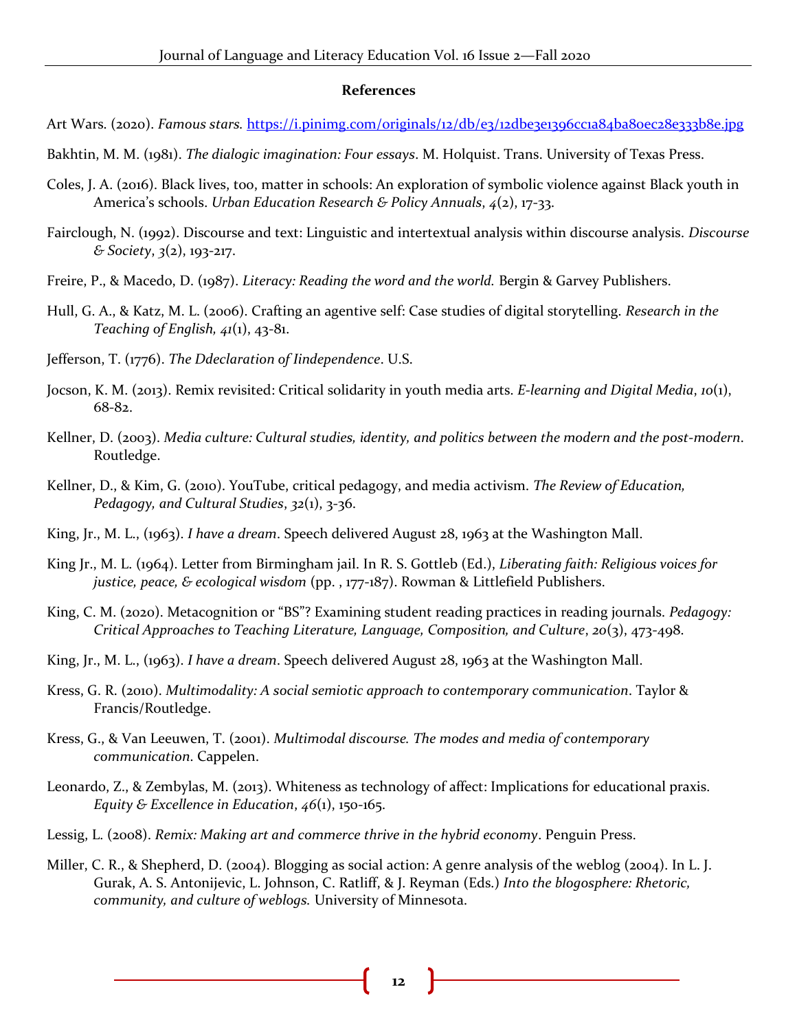**References**

Art Wars. (2020). *Famous stars.* https://i.pinimg.com/originals/12/db/e3/12dbe3e1396cc1a84ba80ec28e333b8e.jpg

Bakhtin, M. M. (1981). *The dialogic imagination: Four essays*. M. Holquist. Trans. University of Texas Press.

Coles, J. A. (2016). Black lives, too, matter in schools: An exploration of symbolic violence against Black youth in America's schools. *Urban Education Research & Policy Annuals*, *4*(2), 17-33.

Fairclough, N. (1992). Discourse and text: Linguistic and intertextual analysis within discourse analysis. *Discourse & Society*, *3*(2), 193-217.

Freire, P., & Macedo, D. (1987). *Literacy: Reading the word and the world.* Bergin & Garvey Publishers.

Hull, G. A., & Katz, M. L. (2006). Crafting an agentive self: Case studies of digital storytelling. *Research in the Teaching of English, 41*(1), 43-81.

Jefferson, T. (1776). *The Ddeclaration of Iindependence*. U.S.

Jocson, K. M. (2013). Remix revisited: Critical solidarity in youth media arts. *E-learning and Digital Media*, *10*(1), 68-82.

Kellner, D. (2003). *Media culture: Cultural studies, identity, and politics between the modern and the post-modern*. Routledge.

Kellner, D., & Kim, G. (2010). YouTube, critical pedagogy, and media activism. *The Review of Education, Pedagogy, and Cultural Studies*, *32*(1), 3-36.

King, Jr., M. L., (1963). *I have a dream*. Speech delivered August 28, 1963 at the Washington Mall.

King Jr., M. L. (1964). Letter from Birmingham jail. In R. S. Gottleb (Ed.), *Liberating faith: Religious voices for justice, peace, & ecological wisdom* (pp. , 177-187). Rowman & Littlefield Publishers.

King, C. M. (2020). Metacognition or "BS"? Examining student reading practices in reading journals. *Pedagogy: Critical Approaches to Teaching Literature, Language, Composition, and Culture*, *20*(3), 473-498.

King, Jr., M. L., (1963). *I have a dream*. Speech delivered August 28, 1963 at the Washington Mall.

Kress, G. R. (2010). *Multimodality: A social semiotic approach to contemporary communication*. Taylor & Francis/Routledge.

Kress, G., & Van Leeuwen, T. (2001). *Multimodal discourse. The modes and media of contemporary communication.* Cappelen.

Leonardo, Z., & Zembylas, M. (2013). Whiteness as technology of affect: Implications for educational praxis. *Equity & Excellence in Education*, *46*(1), 150-165.

Lessig, L. (2008). *Remix: Making art and commerce thrive in the hybrid economy*. Penguin Press.

Miller, C. R., & Shepherd, D. (2004). Blogging as social action: A genre analysis of the weblog (2004). In L. J. Gurak, A. S. Antonijevic, L. Johnson, C. Ratliff, & J. Reyman (Eds.) *Into the blogosphere: Rhetoric, community, and culture of weblogs.* University of Minnesota.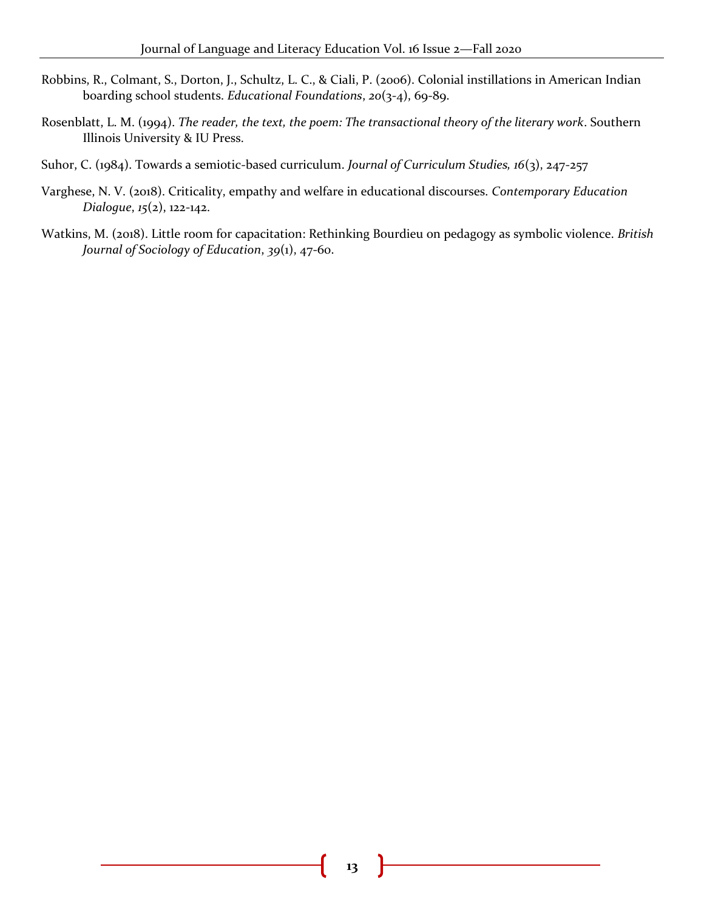Robbins, R., Colmant, S., Dorton, J., Schultz, L. C., & Ciali, P. (2006). Colonial instillations in American Indian boarding school students. *Educational Foundations*, *20*(3-4), 69-89.

Rosenblatt, L. M. (1994). *The reader, the text, the poem: The transactional theory of the literary work*. Southern Illinois University & IU Press.

Suhor, C. (1984). Towards a semiotic-based curriculum. *Journal of Curriculum Studies, 16*(3), 247-257

Varghese, N. V. (2018). Criticality, empathy and welfare in educational discourses. *Contemporary Education Dialogue*, *15*(2), 122-142.

Watkins, M. (2018). Little room for capacitation: Rethinking Bourdieu on pedagogy as symbolic violence. *British Journal of Sociology of Education*, *39*(1), 47-60.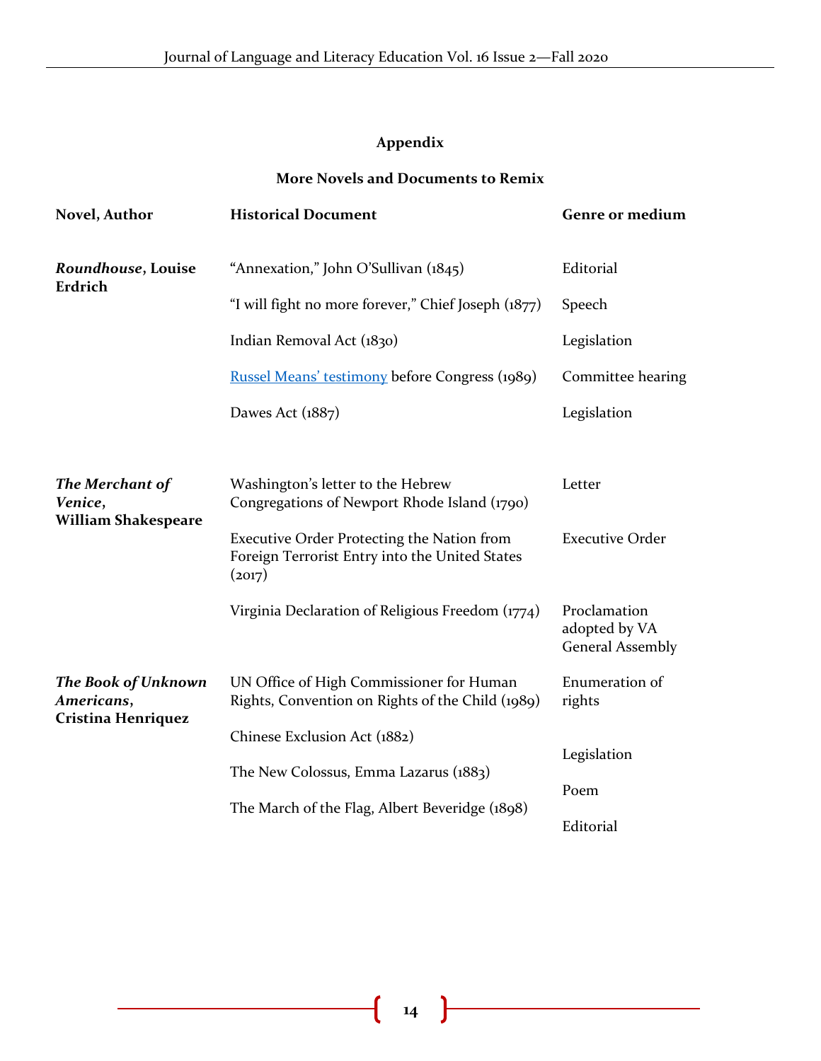## Appendix

### More Novels and Documents to Remix

| Novel, Author | Historical Document | Genre or medium |
|---|---|---|
| ***Roundhouse*, Louise Erdrich** | "Annexation," John O'Sullivan (1845) | Editorial |
| | "I will fight no more forever," Chief Joseph (1877) | Speech |
| | Indian Removal Act (1830) | Legislation |
| | Russel Means' testimony before Congress (1989) | Committee hearing |
| | Dawes Act (1887) | Legislation |
| ***The Merchant of Venice*, William Shakespeare** | Washington's letter to the Hebrew Congregations of Newport Rhode Island (1790) | Letter |
| | Executive Order Protecting the Nation from Foreign Terrorist Entry into the United States (2017) | Executive Order |
| | Virginia Declaration of Religious Freedom (1774) | Proclamation adopted by VA General Assembly |
| ***The Book of Unknown Americans*, Cristina Henriquez** | UN Office of High Commissioner for Human Rights, Convention on Rights of the Child (1989) | Enumeration of rights |
| | Chinese Exclusion Act (1882) | Legislation |
| | The New Colossus, Emma Lazarus (1883) | Poem |
| | The March of the Flag, Albert Beveridge (1898) | Editorial |